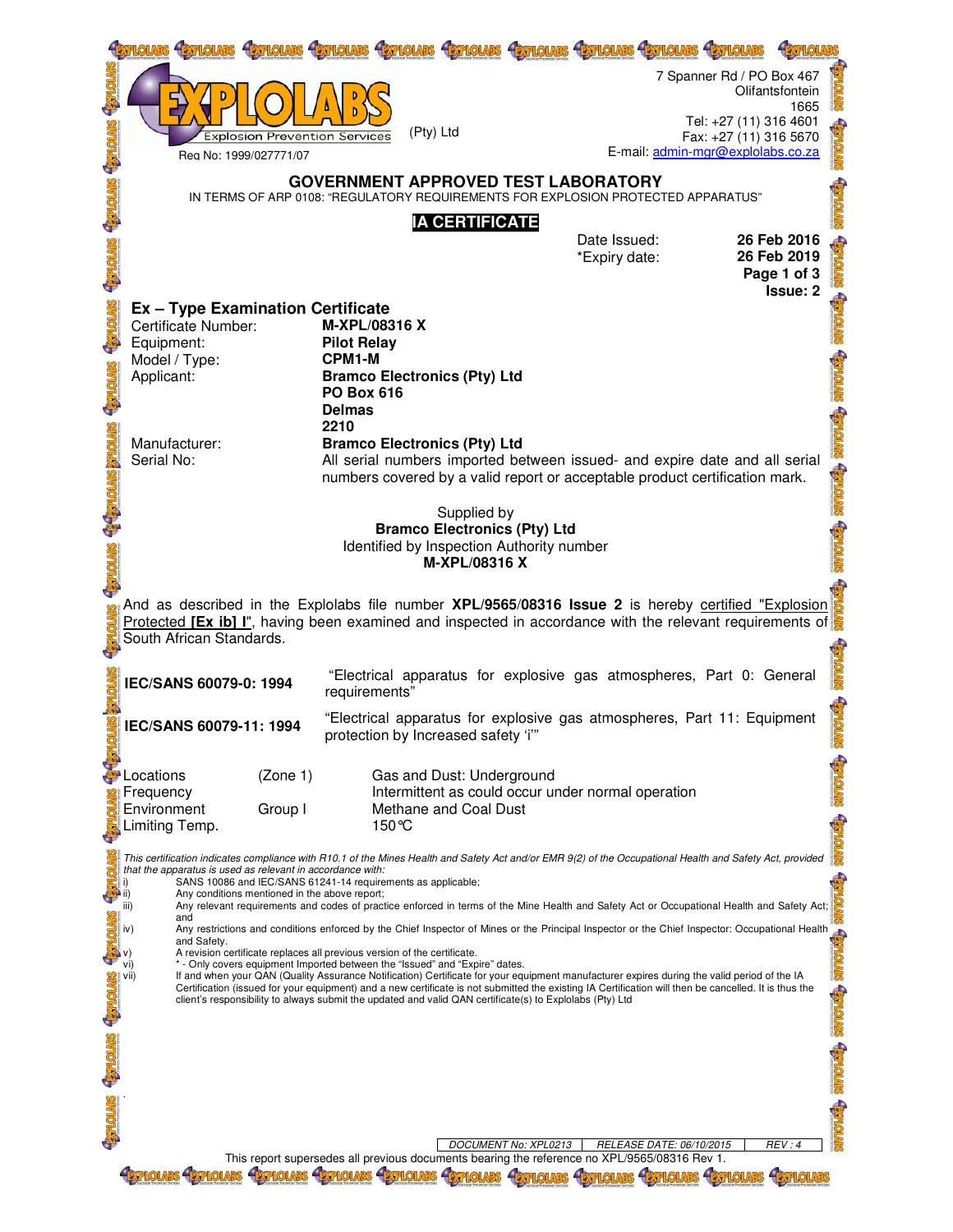EXPLOLABS Explosion Prevention Services (Pty) Ltd

Reg No: 1999/027771/07

7 Spanner Rd / PO Box 467
Olifantsfontein
1665
Tel: +27 (11) 316 4601
Fax: +27 (11) 316 5670
E-mail: admin-mgr@explolabs.co.za

# GOVERNMENT APPROVED TEST LABORATORY

IN TERMS OF ARP 0108: "REGULATORY REQUIREMENTS FOR EXPLOSION PROTECTED APPARATUS"

## IA CERTIFICATE

| | |
|---|---|
| Date Issued: | **26 Feb 2016** |
| *Expiry date: | **26 Feb 2019** |

**Page 1 of 3**
**Issue: 2**

## Ex – Type Examination Certificate

| | |
|---|---|
| Certificate Number: | **M-XPL/08316 X** |
| Equipment: | **Pilot Relay** |
| Model / Type: | **CPM1-M** |
| Applicant: | **Bramco Electronics (Pty) Ltd**<br>**PO Box 616**<br>**Delmas**<br>**2210** |
| Manufacturer: | **Bramco Electronics (Pty) Ltd** |
| Serial No: | All serial numbers imported between issued- and expire date and all serial numbers covered by a valid report or acceptable product certification mark. |

Supplied by
**Bramco Electronics (Pty) Ltd**
Identified by Inspection Authority number
**M-XPL/08316 X**

And as described in the Explolabs file number **XPL/9565/08316 Issue 2** is hereby certified "Explosion Protected **[Ex ib] I**", having been examined and inspected in accordance with the relevant requirements of South African Standards.

| | |
|---|---|
| **IEC/SANS 60079-0: 1994** | "Electrical apparatus for explosive gas atmospheres, Part 0: General requirements" |
| **IEC/SANS 60079-11: 1994** | "Electrical apparatus for explosive gas atmospheres, Part 11: Equipment protection by Increased safety 'i'" |

| | | |
|---|---|---|
| Locations | (Zone 1) | Gas and Dust: Underground |
| Frequency | | Intermittent as could occur under normal operation |
| Environment | Group I | Methane and Coal Dust |
| Limiting Temp. | | 150°C |

*This certification indicates compliance with R10.1 of the Mines Health and Safety Act and/or EMR 9(2) of the Occupational Health and Safety Act, provided that the apparatus is used as relevant in accordance with:*

- i) SANS 10086 and IEC/SANS 61241-14 requirements as applicable;
- ii) Any conditions mentioned in the above report;
- iii) Any relevant requirements and codes of practice enforced in terms of the Mine Health and Safety Act or Occupational Health and Safety Act; and
- iv) Any restrictions and conditions enforced by the Chief Inspector of Mines or the Principal Inspector or the Chief Inspector: Occupational Health and Safety.
- v) A revision certificate replaces all previous version of the certificate.
- vi) * - Only covers equipment Imported between the "Issued" and "Expire" dates.
- vii) If and when your QAN (Quality Assurance Notification) Certificate for your equipment manufacturer expires during the valid period of the IA Certification (issued for your equipment) and a new certificate is not submitted the existing IA Certification will then be cancelled. It is thus the client's responsibility to always submit the updated and valid QAN certificate(s) to Explolabs (Pty) Ltd

| DOCUMENT No: XPL0213 | RELEASE DATE: 06/10/2015 | REV : 4 |
|---|---|---|

This report supersedes all previous documents bearing the reference no XPL/9565/08316 Rev 1.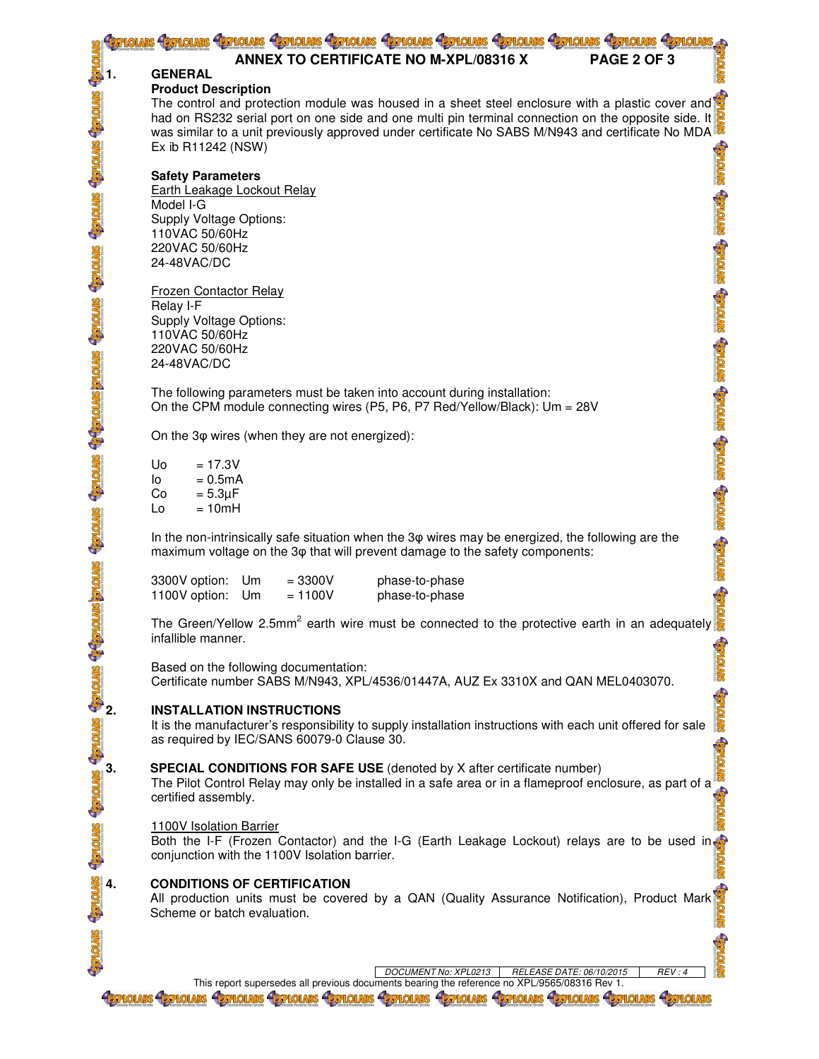## ANNEX TO CERTIFICATE NO M-XPL/08316 X

## 1. GENERAL

**Product Description**

The control and protection module was housed in a sheet steel enclosure with a plastic cover and had on RS232 serial port on one side and one multi pin terminal connection on the opposite side. It was similar to a unit previously approved under certificate No SABS M/N943 and certificate No MDA Ex ib R11242 (NSW)

**Safety Parameters**

Earth Leakage Lockout Relay
Model I-G
Supply Voltage Options:
110VAC 50/60Hz
220VAC 50/60Hz
24-48VAC/DC

Frozen Contactor Relay
Relay I-F
Supply Voltage Options:
110VAC 50/60Hz
220VAC 50/60Hz
24-48VAC/DC

The following parameters must be taken into account during installation:
On the CPM module connecting wires (P5, P6, P7 Red/Yellow/Black): Um = 28V

On the 3φ wires (when they are not energized):

Uo = 17.3V
Io = 0.5mA
Co = 5.3µF
Lo = 10mH

In the non-intrinsically safe situation when the 3φ wires may be energized, the following are the maximum voltage on the 3φ that will prevent damage to the safety components:

3300V option: Um = 3300V phase-to-phase
1100V option: Um = 1100V phase-to-phase

The Green/Yellow 2.5mm$^2$ earth wire must be connected to the protective earth in an adequately infallible manner.

Based on the following documentation:
Certificate number SABS M/N943, XPL/4536/01447A, AUZ Ex 3310X and QAN MEL0403070.

## 2. INSTALLATION INSTRUCTIONS

It is the manufacturer's responsibility to supply installation instructions with each unit offered for sale as required by IEC/SANS 60079-0 Clause 30.

## 3. SPECIAL CONDITIONS FOR SAFE USE (denoted by X after certificate number)

The Pilot Control Relay may only be installed in a safe area or in a flameproof enclosure, as part of a certified assembly.

1100V Isolation Barrier
Both the I-F (Frozen Contactor) and the I-G (Earth Leakage Lockout) relays are to be used in conjunction with the 1100V Isolation barrier.

## 4. CONDITIONS OF CERTIFICATION

All production units must be covered by a QAN (Quality Assurance Notification), Product Mark Scheme or batch evaluation.

| DOCUMENT No: XPL0213 | RELEASE DATE: 06/10/2015 | REV : 4 |
|---|---|---|

This report supersedes all previous documents bearing the reference no XPL/9565/08316 Rev 1.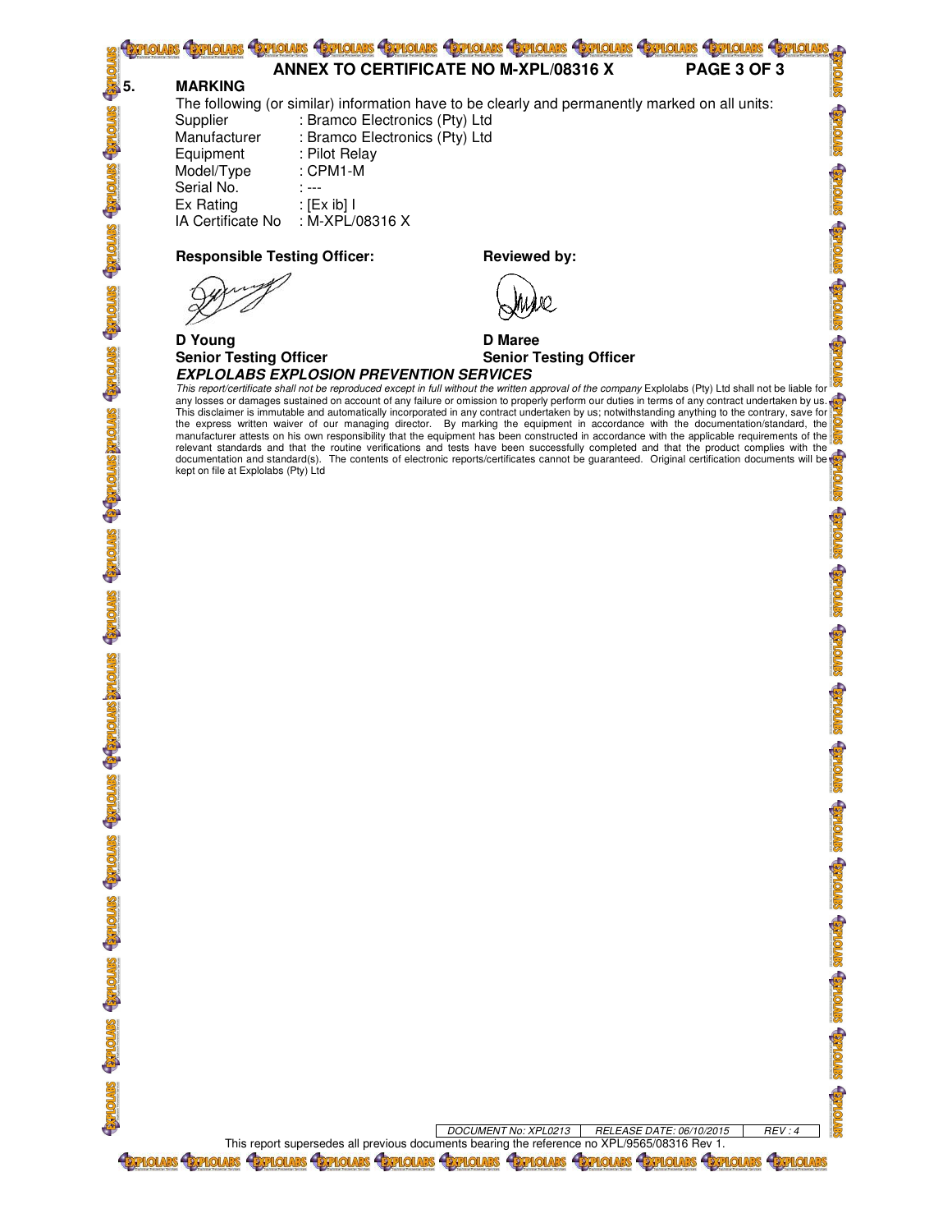## ANNEX TO CERTIFICATE NO M-XPL/08316 X

## 5. MARKING

The following (or similar) information have to be clearly and permanently marked on all units:

| | |
|---|---|
| Supplier | : Bramco Electronics (Pty) Ltd |
| Manufacturer | : Bramco Electronics (Pty) Ltd |
| Equipment | : Pilot Relay |
| Model/Type | : CPM1-M |
| Serial No. | : --- |
| Ex Rating | : [Ex ib] I |
| IA Certificate No | : M-XPL/08316 X |

**Responsible Testing Officer:**

**D Young**
**Senior Testing Officer**

**Reviewed by:**

**D Maree**
**Senior Testing Officer**

***EXPLOLABS EXPLOSION PREVENTION SERVICES***

*This report/certificate shall not be reproduced except in full without the written approval of the company* Explolabs (Pty) Ltd shall not be liable for any losses or damages sustained on account of any failure or omission to properly perform our duties in terms of any contract undertaken by us. This disclaimer is immutable and automatically incorporated in any contract undertaken by us; notwithstanding anything to the contrary, save for the express written waiver of our managing director. By marking the equipment in accordance with the documentation/standard, the manufacturer attests on his own responsibility that the equipment has been constructed in accordance with the applicable requirements of the relevant standards and that the routine verifications and tests have been successfully completed and that the product complies with the documentation and standard(s). The contents of electronic reports/certificates cannot be guaranteed. Original certification documents will be kept on file at Explolabs (Pty) Ltd

| DOCUMENT No: XPL0213 | RELEASE DATE: 06/10/2015 | REV : 4 |
|---|---|---|

This report supersedes all previous documents bearing the reference no XPL/9565/08316 Rev 1.